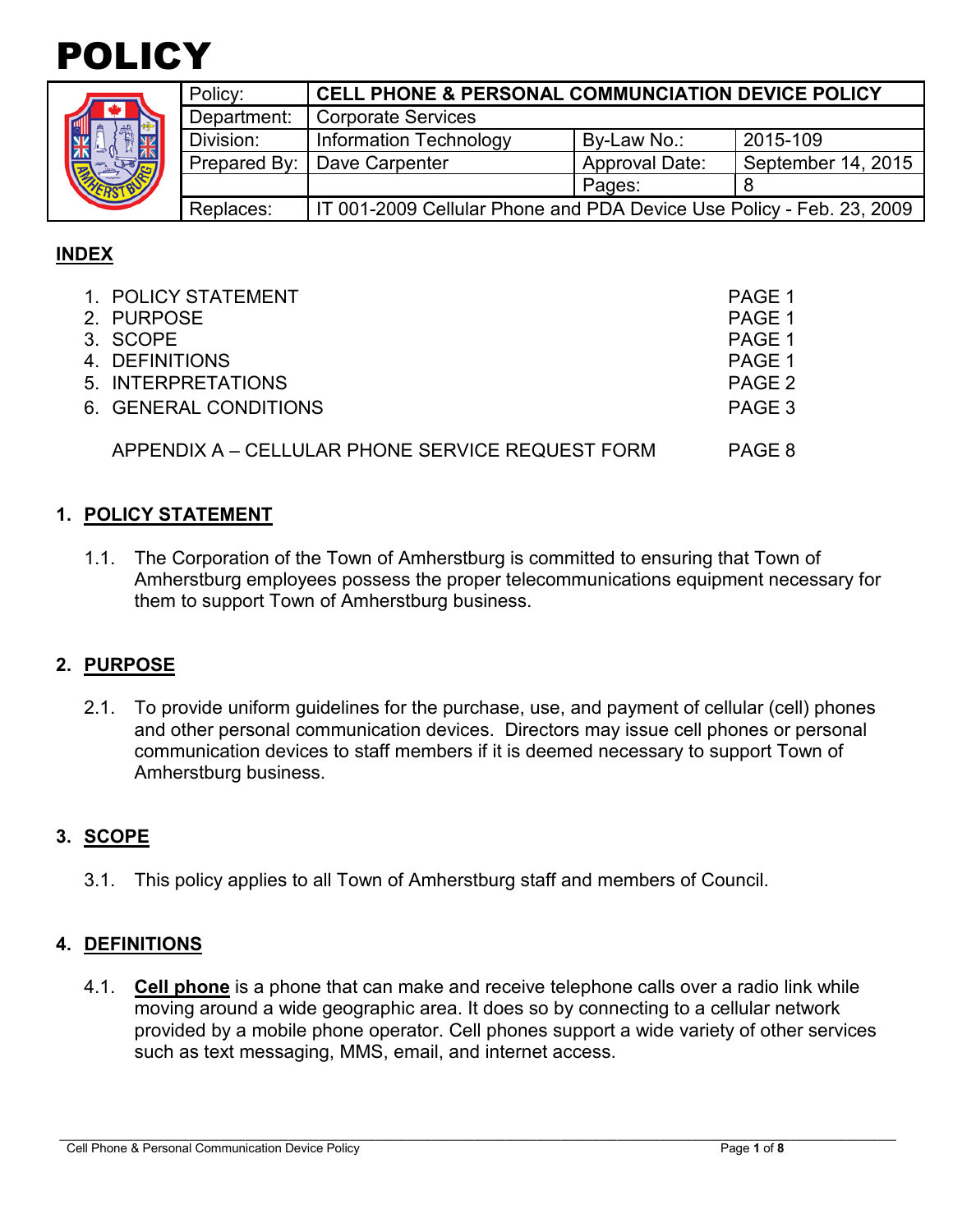# POLICY

| Policy: | CELL PHONE & PERSONAL COMMUNCIATION DEVICE POLICY | | |
|---|---|---|---|
| Department: | Corporate Services | | |
| Division: | Information Technology | By-Law No.: | 2015-109 |
| Prepared By: | Dave Carpenter | Approval Date: | September 14, 2015 |
| | | Pages: | 8 |
| Replaces: | IT 001-2009 Cellular Phone and PDA Device Use Policy - Feb. 23, 2009 | | |

## INDEX

| | |
|---|---|
| 1. POLICY STATEMENT | PAGE 1 |
| 2. PURPOSE | PAGE 1 |
| 3. SCOPE | PAGE 1 |
| 4. DEFINITIONS | PAGE 1 |
| 5. INTERPRETATIONS | PAGE 2 |
| 6. GENERAL CONDITIONS | PAGE 3 |
| APPENDIX A – CELLULAR PHONE SERVICE REQUEST FORM | PAGE 8 |

## 1. POLICY STATEMENT

1.1. The Corporation of the Town of Amherstburg is committed to ensuring that Town of Amherstburg employees possess the proper telecommunications equipment necessary for them to support Town of Amherstburg business.

## 2. PURPOSE

2.1. To provide uniform guidelines for the purchase, use, and payment of cellular (cell) phones and other personal communication devices. Directors may issue cell phones or personal communication devices to staff members if it is deemed necessary to support Town of Amherstburg business.

## 3. SCOPE

3.1. This policy applies to all Town of Amherstburg staff and members of Council.

## 4. DEFINITIONS

4.1. **Cell phone** is a phone that can make and receive telephone calls over a radio link while moving around a wide geographic area. It does so by connecting to a cellular network provided by a mobile phone operator. Cell phones support a wide variety of other services such as text messaging, MMS, email, and internet access.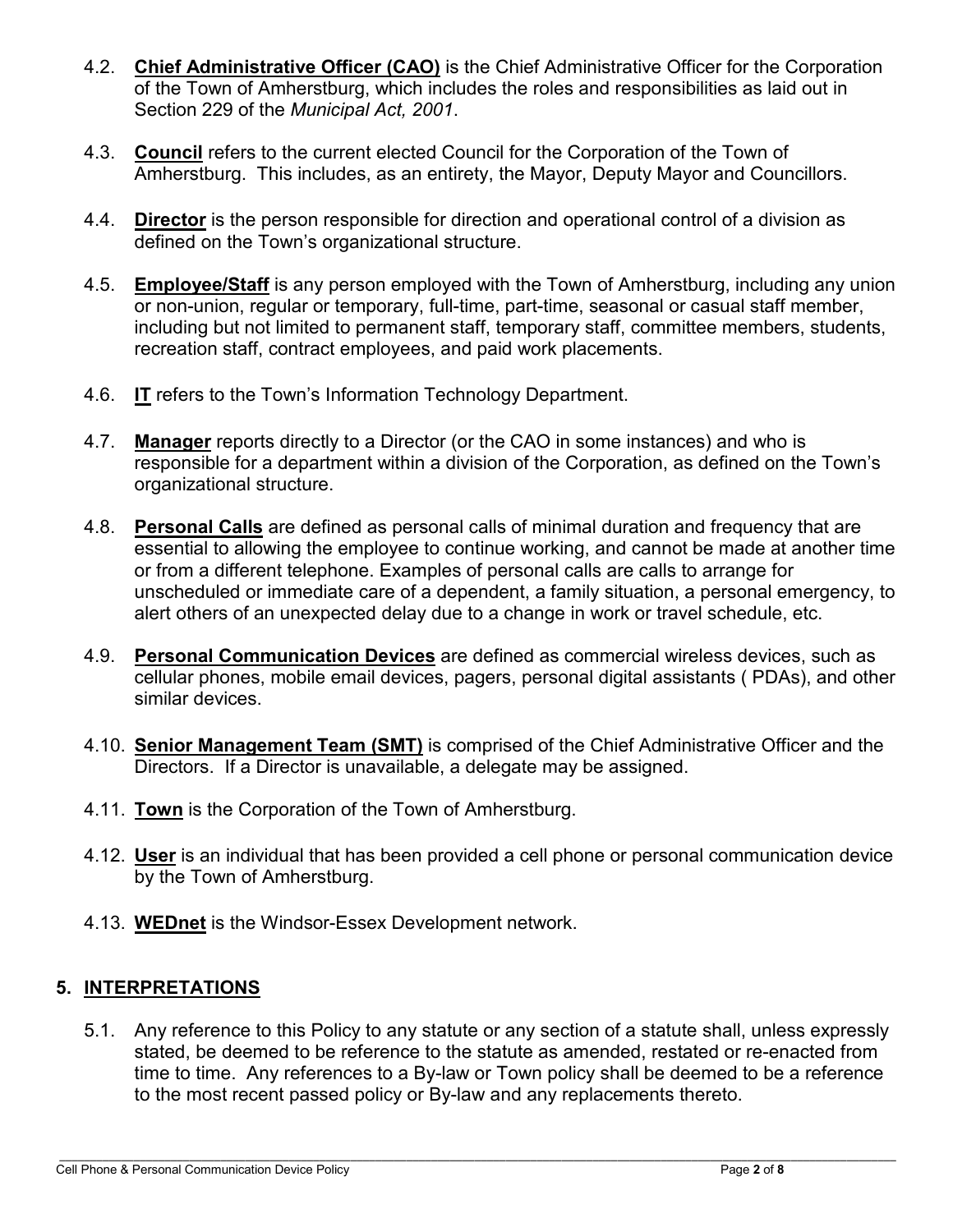4.2. **Chief Administrative Officer (CAO)** is the Chief Administrative Officer for the Corporation of the Town of Amherstburg, which includes the roles and responsibilities as laid out in Section 229 of the *Municipal Act, 2001*.

4.3. **Council** refers to the current elected Council for the Corporation of the Town of Amherstburg. This includes, as an entirety, the Mayor, Deputy Mayor and Councillors.

4.4. **Director** is the person responsible for direction and operational control of a division as defined on the Town's organizational structure.

4.5. **Employee/Staff** is any person employed with the Town of Amherstburg, including any union or non-union, regular or temporary, full-time, part-time, seasonal or casual staff member, including but not limited to permanent staff, temporary staff, committee members, students, recreation staff, contract employees, and paid work placements.

4.6. **IT** refers to the Town's Information Technology Department.

4.7. **Manager** reports directly to a Director (or the CAO in some instances) and who is responsible for a department within a division of the Corporation, as defined on the Town's organizational structure.

4.8. **Personal Calls** are defined as personal calls of minimal duration and frequency that are essential to allowing the employee to continue working, and cannot be made at another time or from a different telephone. Examples of personal calls are calls to arrange for unscheduled or immediate care of a dependent, a family situation, a personal emergency, to alert others of an unexpected delay due to a change in work or travel schedule, etc.

4.9. **Personal Communication Devices** are defined as commercial wireless devices, such as cellular phones, mobile email devices, pagers, personal digital assistants ( PDAs), and other similar devices.

4.10. **Senior Management Team (SMT)** is comprised of the Chief Administrative Officer and the Directors. If a Director is unavailable, a delegate may be assigned.

4.11. **Town** is the Corporation of the Town of Amherstburg.

4.12. **User** is an individual that has been provided a cell phone or personal communication device by the Town of Amherstburg.

4.13. **WEDnet** is the Windsor-Essex Development network.

## 5. INTERPRETATIONS

5.1. Any reference to this Policy to any statute or any section of a statute shall, unless expressly stated, be deemed to be reference to the statute as amended, restated or re-enacted from time to time. Any references to a By-law or Town policy shall be deemed to be a reference to the most recent passed policy or By-law and any replacements thereto.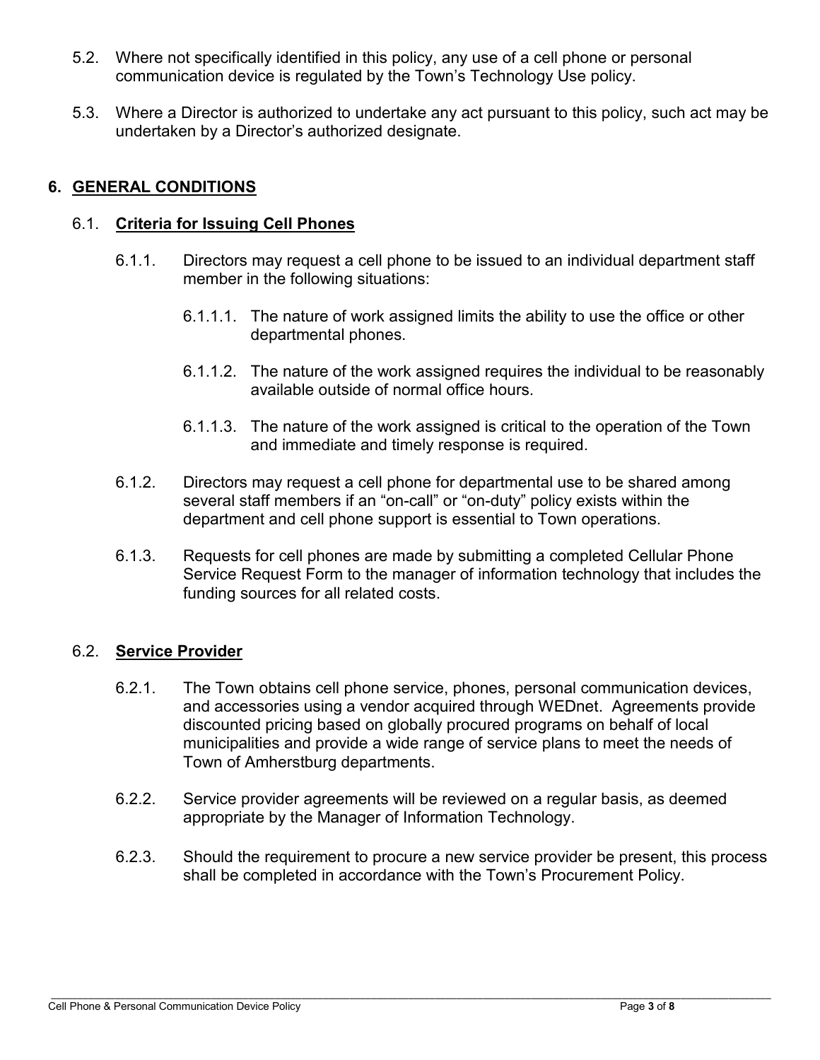5.2. Where not specifically identified in this policy, any use of a cell phone or personal communication device is regulated by the Town's Technology Use policy.

5.3. Where a Director is authorized to undertake any act pursuant to this policy, such act may be undertaken by a Director's authorized designate.

## 6. GENERAL CONDITIONS

### 6.1. Criteria for Issuing Cell Phones

6.1.1. Directors may request a cell phone to be issued to an individual department staff member in the following situations:

6.1.1.1. The nature of work assigned limits the ability to use the office or other departmental phones.

6.1.1.2. The nature of the work assigned requires the individual to be reasonably available outside of normal office hours.

6.1.1.3. The nature of the work assigned is critical to the operation of the Town and immediate and timely response is required.

6.1.2. Directors may request a cell phone for departmental use to be shared among several staff members if an "on-call" or "on-duty" policy exists within the department and cell phone support is essential to Town operations.

6.1.3. Requests for cell phones are made by submitting a completed Cellular Phone Service Request Form to the manager of information technology that includes the funding sources for all related costs.

### 6.2. Service Provider

6.2.1. The Town obtains cell phone service, phones, personal communication devices, and accessories using a vendor acquired through WEDnet. Agreements provide discounted pricing based on globally procured programs on behalf of local municipalities and provide a wide range of service plans to meet the needs of Town of Amherstburg departments.

6.2.2. Service provider agreements will be reviewed on a regular basis, as deemed appropriate by the Manager of Information Technology.

6.2.3. Should the requirement to procure a new service provider be present, this process shall be completed in accordance with the Town's Procurement Policy.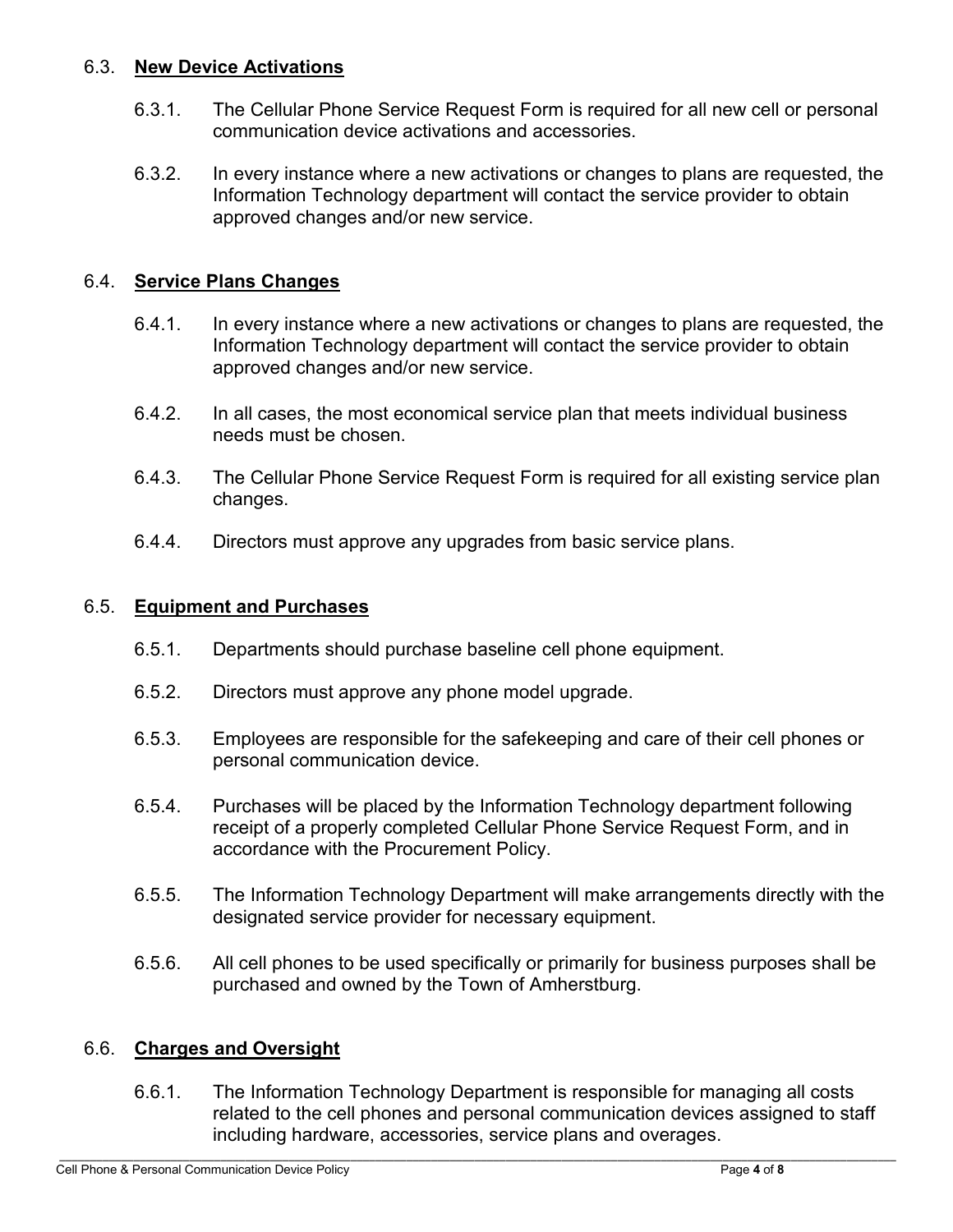### 6.3. **New Device Activations**

6.3.1. The Cellular Phone Service Request Form is required for all new cell or personal communication device activations and accessories.

6.3.2. In every instance where a new activations or changes to plans are requested, the Information Technology department will contact the service provider to obtain approved changes and/or new service.

### 6.4. **Service Plans Changes**

6.4.1. In every instance where a new activations or changes to plans are requested, the Information Technology department will contact the service provider to obtain approved changes and/or new service.

6.4.2. In all cases, the most economical service plan that meets individual business needs must be chosen.

6.4.3. The Cellular Phone Service Request Form is required for all existing service plan changes.

6.4.4. Directors must approve any upgrades from basic service plans.

### 6.5. **Equipment and Purchases**

6.5.1. Departments should purchase baseline cell phone equipment.

6.5.2. Directors must approve any phone model upgrade.

6.5.3. Employees are responsible for the safekeeping and care of their cell phones or personal communication device.

6.5.4. Purchases will be placed by the Information Technology department following receipt of a properly completed Cellular Phone Service Request Form, and in accordance with the Procurement Policy.

6.5.5. The Information Technology Department will make arrangements directly with the designated service provider for necessary equipment.

6.5.6. All cell phones to be used specifically or primarily for business purposes shall be purchased and owned by the Town of Amherstburg.

### 6.6. **Charges and Oversight**

6.6.1. The Information Technology Department is responsible for managing all costs related to the cell phones and personal communication devices assigned to staff including hardware, accessories, service plans and overages.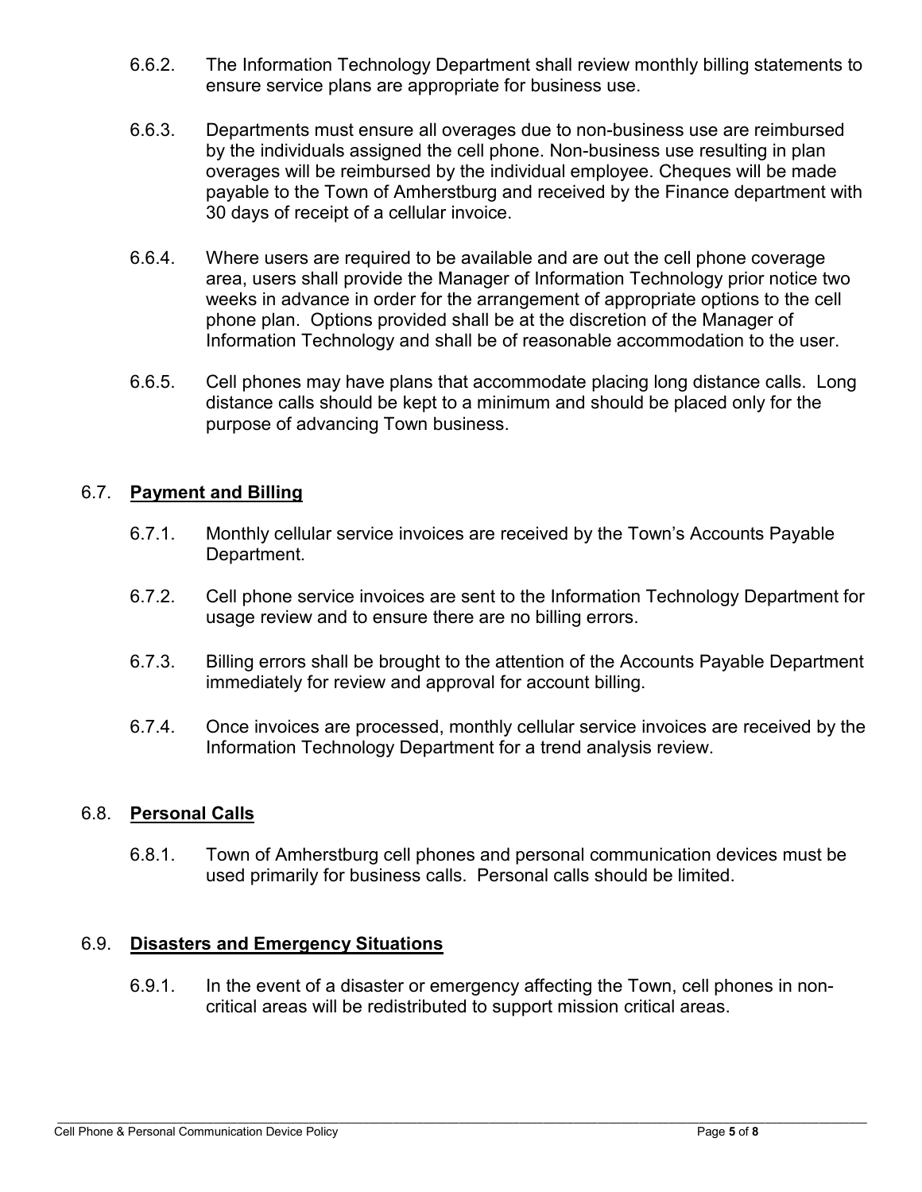6.6.2. The Information Technology Department shall review monthly billing statements to ensure service plans are appropriate for business use.

6.6.3. Departments must ensure all overages due to non-business use are reimbursed by the individuals assigned the cell phone. Non-business use resulting in plan overages will be reimbursed by the individual employee. Cheques will be made payable to the Town of Amherstburg and received by the Finance department with 30 days of receipt of a cellular invoice.

6.6.4. Where users are required to be available and are out the cell phone coverage area, users shall provide the Manager of Information Technology prior notice two weeks in advance in order for the arrangement of appropriate options to the cell phone plan. Options provided shall be at the discretion of the Manager of Information Technology and shall be of reasonable accommodation to the user.

6.6.5. Cell phones may have plans that accommodate placing long distance calls. Long distance calls should be kept to a minimum and should be placed only for the purpose of advancing Town business.

## 6.7. Payment and Billing

6.7.1. Monthly cellular service invoices are received by the Town's Accounts Payable Department.

6.7.2. Cell phone service invoices are sent to the Information Technology Department for usage review and to ensure there are no billing errors.

6.7.3. Billing errors shall be brought to the attention of the Accounts Payable Department immediately for review and approval for account billing.

6.7.4. Once invoices are processed, monthly cellular service invoices are received by the Information Technology Department for a trend analysis review.

## 6.8. Personal Calls

6.8.1. Town of Amherstburg cell phones and personal communication devices must be used primarily for business calls. Personal calls should be limited.

## 6.9. Disasters and Emergency Situations

6.9.1. In the event of a disaster or emergency affecting the Town, cell phones in non-critical areas will be redistributed to support mission critical areas.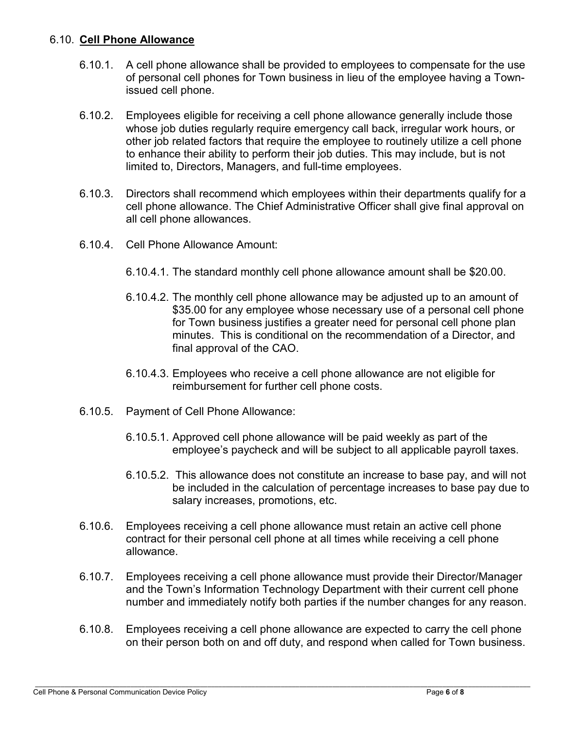### 6.10. **Cell Phone Allowance**

6.10.1. A cell phone allowance shall be provided to employees to compensate for the use of personal cell phones for Town business in lieu of the employee having a Town-issued cell phone.

6.10.2. Employees eligible for receiving a cell phone allowance generally include those whose job duties regularly require emergency call back, irregular work hours, or other job related factors that require the employee to routinely utilize a cell phone to enhance their ability to perform their job duties. This may include, but is not limited to, Directors, Managers, and full-time employees.

6.10.3. Directors shall recommend which employees within their departments qualify for a cell phone allowance. The Chief Administrative Officer shall give final approval on all cell phone allowances.

6.10.4. Cell Phone Allowance Amount:

6.10.4.1. The standard monthly cell phone allowance amount shall be $20.00.

6.10.4.2. The monthly cell phone allowance may be adjusted up to an amount of $35.00 for any employee whose necessary use of a personal cell phone for Town business justifies a greater need for personal cell phone plan minutes. This is conditional on the recommendation of a Director, and final approval of the CAO.

6.10.4.3. Employees who receive a cell phone allowance are not eligible for reimbursement for further cell phone costs.

6.10.5. Payment of Cell Phone Allowance:

6.10.5.1. Approved cell phone allowance will be paid weekly as part of the employee's paycheck and will be subject to all applicable payroll taxes.

6.10.5.2. This allowance does not constitute an increase to base pay, and will not be included in the calculation of percentage increases to base pay due to salary increases, promotions, etc.

6.10.6. Employees receiving a cell phone allowance must retain an active cell phone contract for their personal cell phone at all times while receiving a cell phone allowance.

6.10.7. Employees receiving a cell phone allowance must provide their Director/Manager and the Town's Information Technology Department with their current cell phone number and immediately notify both parties if the number changes for any reason.

6.10.8. Employees receiving a cell phone allowance are expected to carry the cell phone on their person both on and off duty, and respond when called for Town business.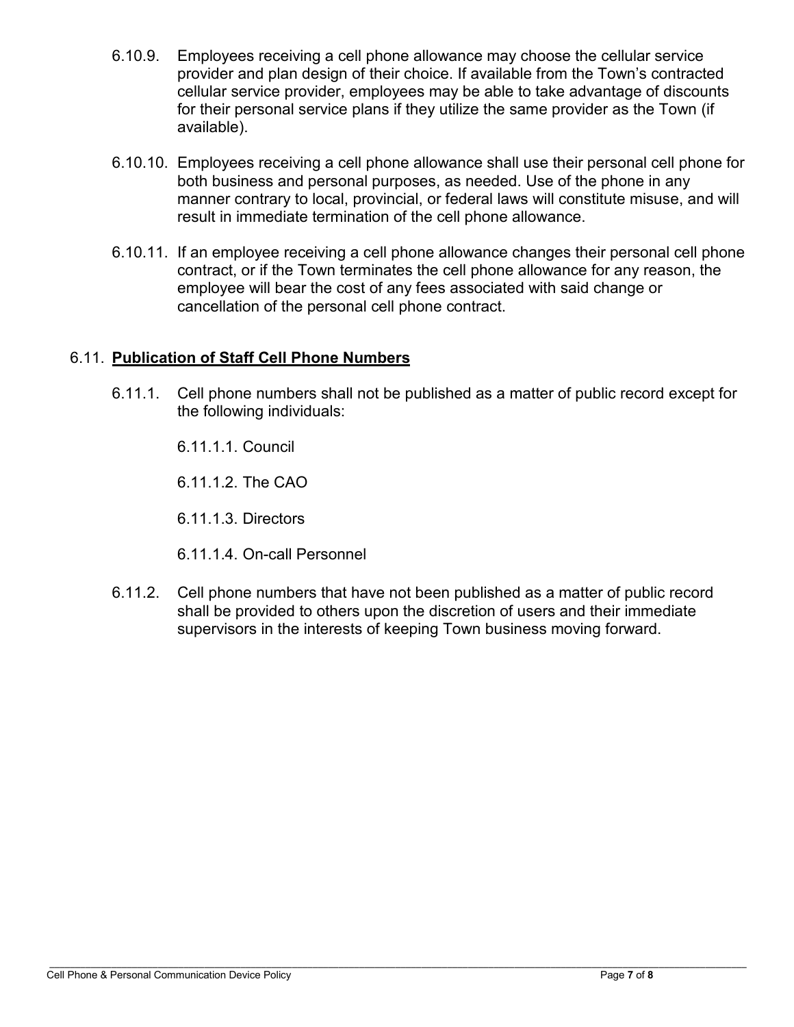6.10.9. Employees receiving a cell phone allowance may choose the cellular service provider and plan design of their choice. If available from the Town's contracted cellular service provider, employees may be able to take advantage of discounts for their personal service plans if they utilize the same provider as the Town (if available).

6.10.10. Employees receiving a cell phone allowance shall use their personal cell phone for both business and personal purposes, as needed. Use of the phone in any manner contrary to local, provincial, or federal laws will constitute misuse, and will result in immediate termination of the cell phone allowance.

6.10.11. If an employee receiving a cell phone allowance changes their personal cell phone contract, or if the Town terminates the cell phone allowance for any reason, the employee will bear the cost of any fees associated with said change or cancellation of the personal cell phone contract.

## 6.11. **Publication of Staff Cell Phone Numbers**

6.11.1. Cell phone numbers shall not be published as a matter of public record except for the following individuals:

6.11.1.1. Council

6.11.1.2. The CAO

6.11.1.3. Directors

6.11.1.4. On-call Personnel

6.11.2. Cell phone numbers that have not been published as a matter of public record shall be provided to others upon the discretion of users and their immediate supervisors in the interests of keeping Town business moving forward.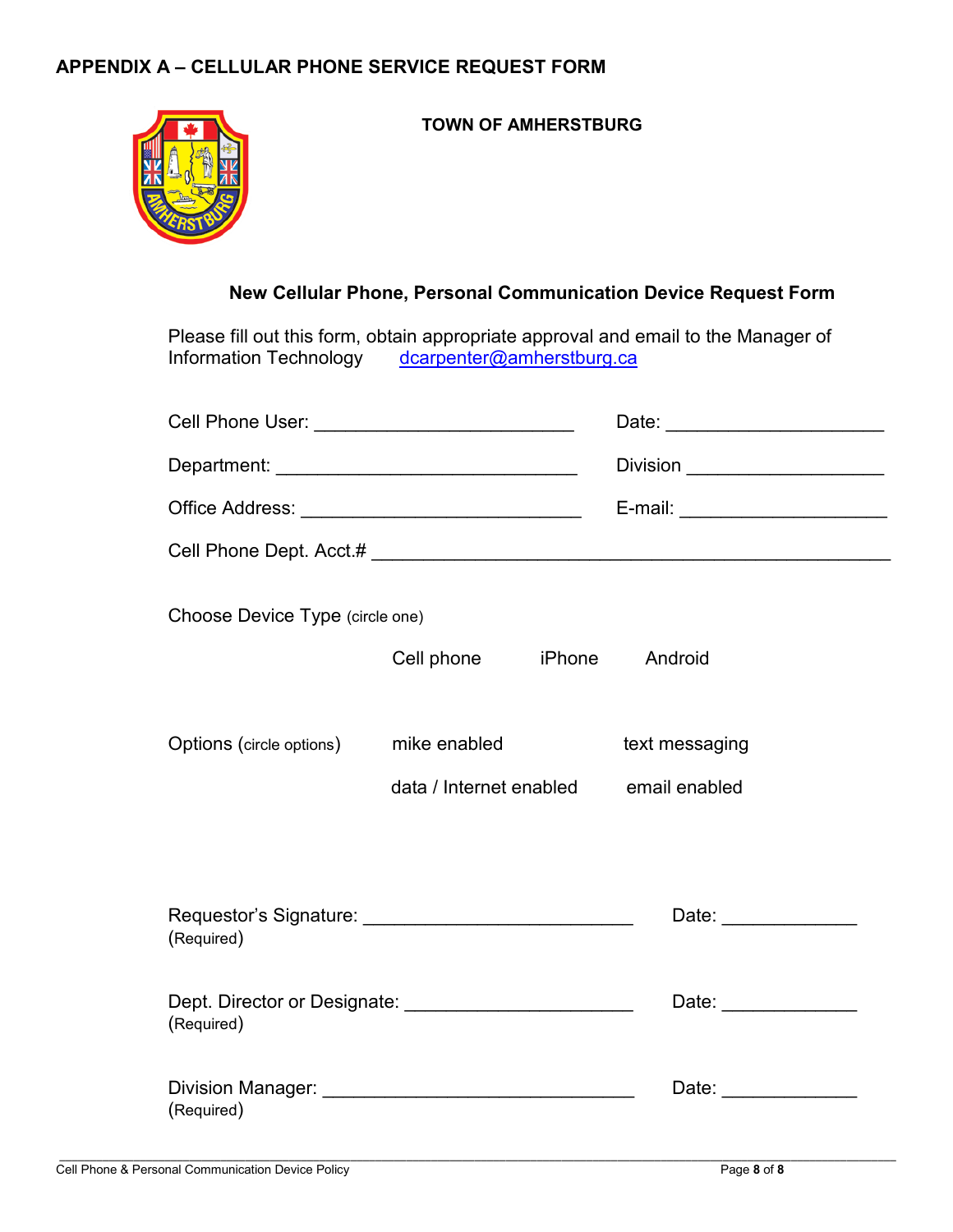# APPENDIX A – CELLULAR PHONE SERVICE REQUEST FORM

**TOWN OF AMHERSTBURG**

## New Cellular Phone, Personal Communication Device Request Form

Please fill out this form, obtain appropriate approval and email to the Manager of Information Technology dcarpenter@amherstburg.ca

Cell Phone User: _________________________ Date: _____________________

Department: _____________________________ Division ___________________

Office Address: ___________________________ E-mail: ____________________

Cell Phone Dept. Acct.# __________________________________________________

Choose Device Type (circle one)

Cell phone     iPhone     Android

Options (circle options)     mike enabled     text messaging

data / Internet enabled     email enabled

Requestor's Signature: __________________________ Date: _____________
(Required)

Dept. Director or Designate: ______________________ Date: _____________
(Required)

Division Manager: ______________________________ Date: _____________
(Required)